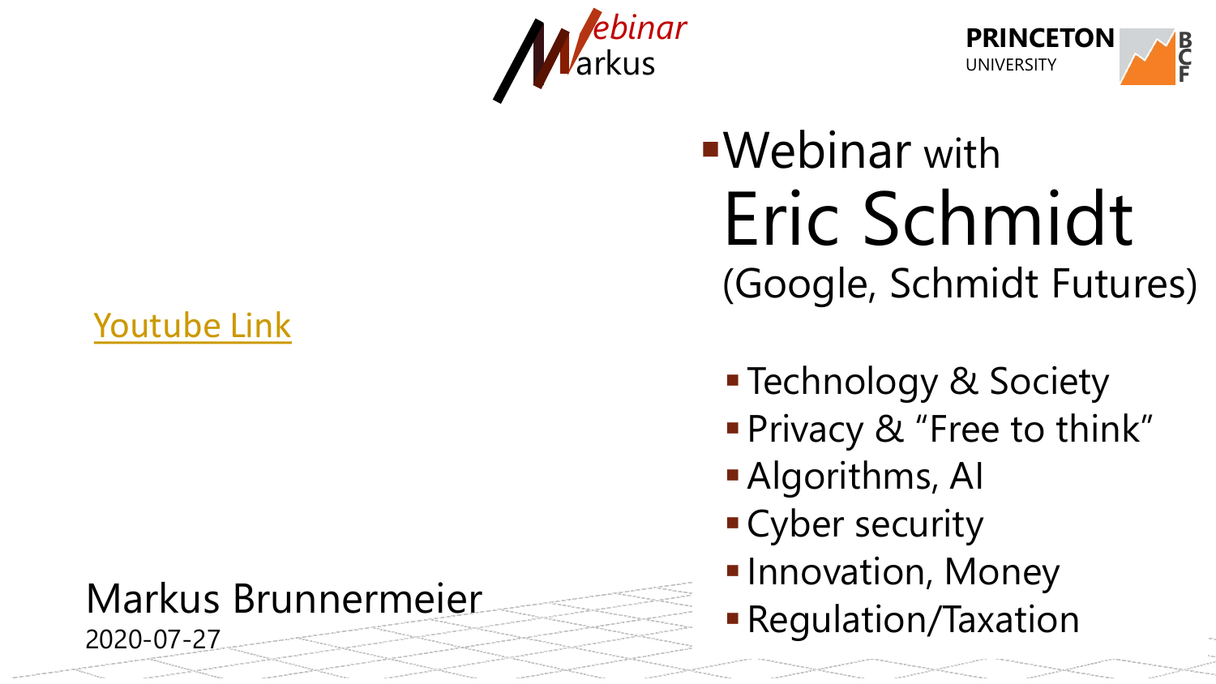Webinar Markus

PRINCETON UNIVERSITY BCF

# Webinar with Eric Schmidt (Google, Schmidt Futures)

- Technology & Society
- Privacy & "Free to think"
- Algorithms, AI
- Cyber security
- Innovation, Money
- Regulation/Taxation

Youtube Link

Markus Brunnermeier
2020-07-27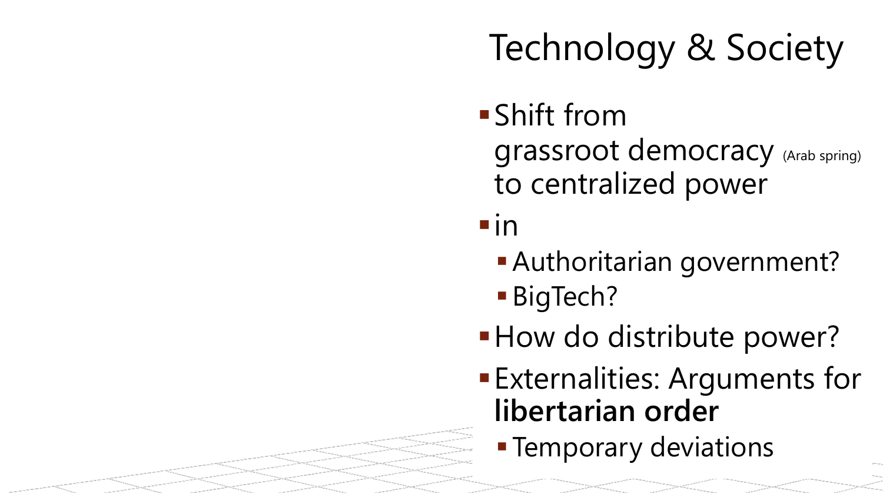# Technology & Society

- Shift from grassroot democracy (Arab spring) to centralized power
- in
  - Authoritarian government?
  - BigTech?
- How do distribute power?
- Externalities: Arguments for **libertarian order**
  - Temporary deviations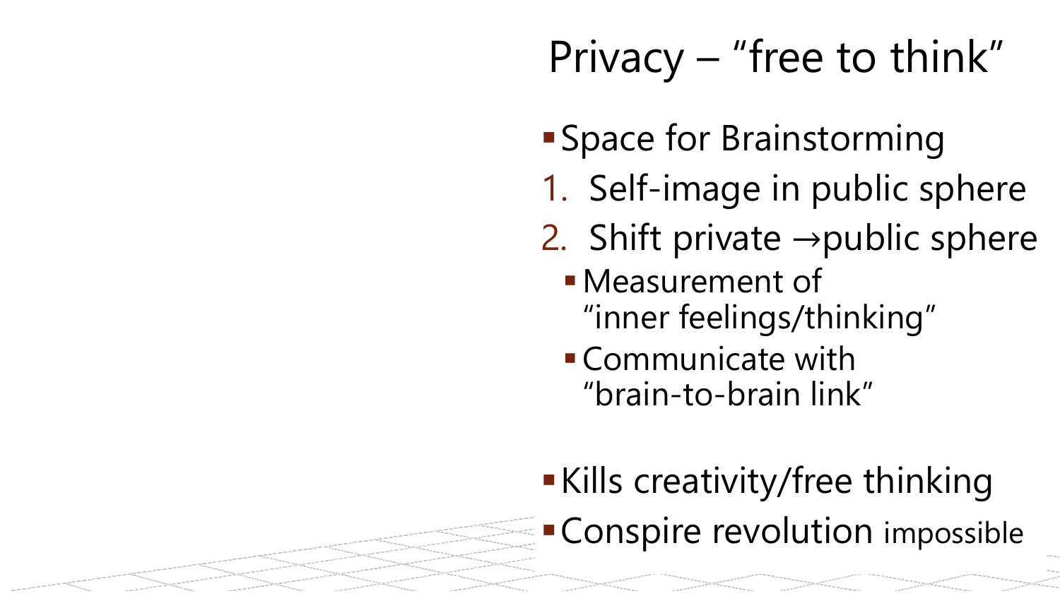# Privacy – "free to think"

- Space for Brainstorming

1. Self-image in public sphere
2. Shift private →public sphere
   - Measurement of "inner feelings/thinking"
   - Communicate with "brain-to-brain link"

- Kills creativity/free thinking
- Conspire revolution impossible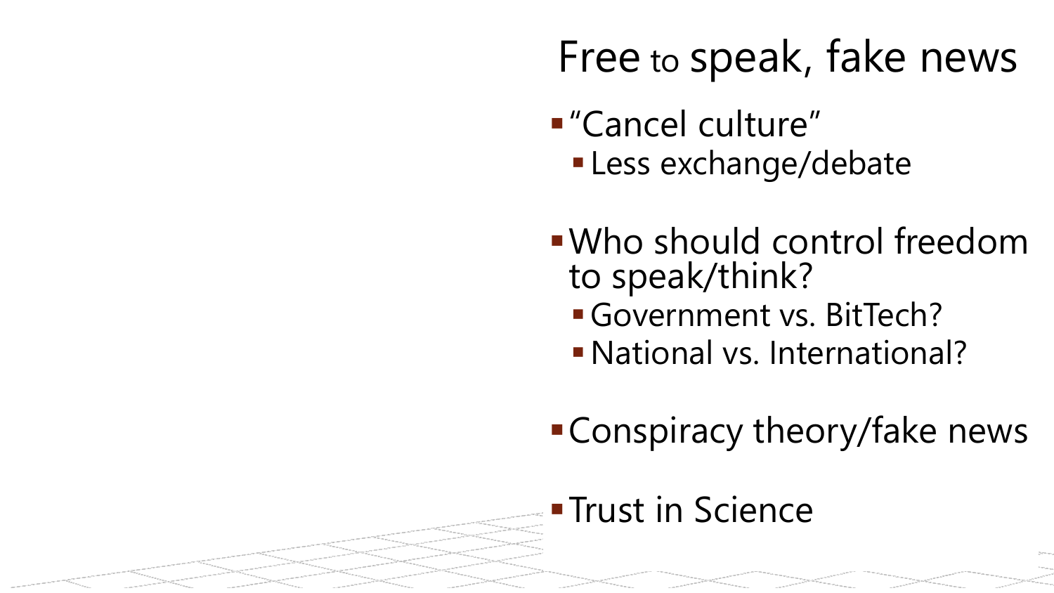# Free to speak, fake news

- "Cancel culture"
  - Less exchange/debate

- Who should control freedom to speak/think?
  - Government vs. BitTech?
  - National vs. International?

- Conspiracy theory/fake news

- Trust in Science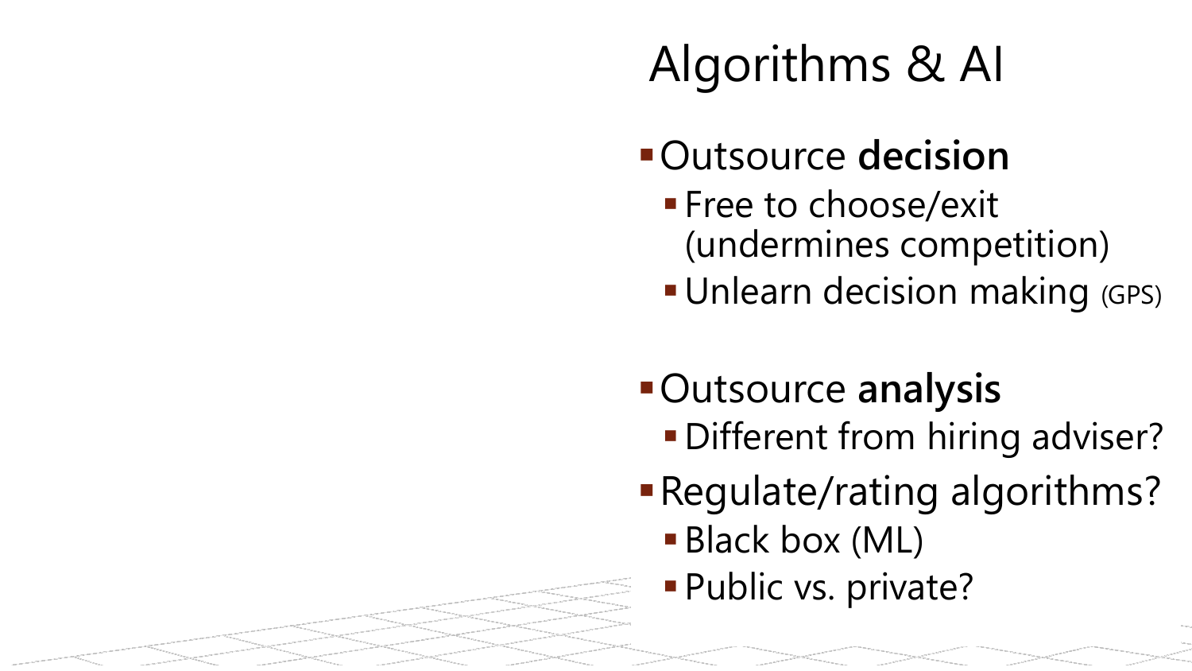# Algorithms & AI

- Outsource **decision**
  - Free to choose/exit (undermines competition)
  - Unlearn decision making (GPS)

- Outsource **analysis**
  - Different from hiring adviser?
- Regulate/rating algorithms?
  - Black box (ML)
  - Public vs. private?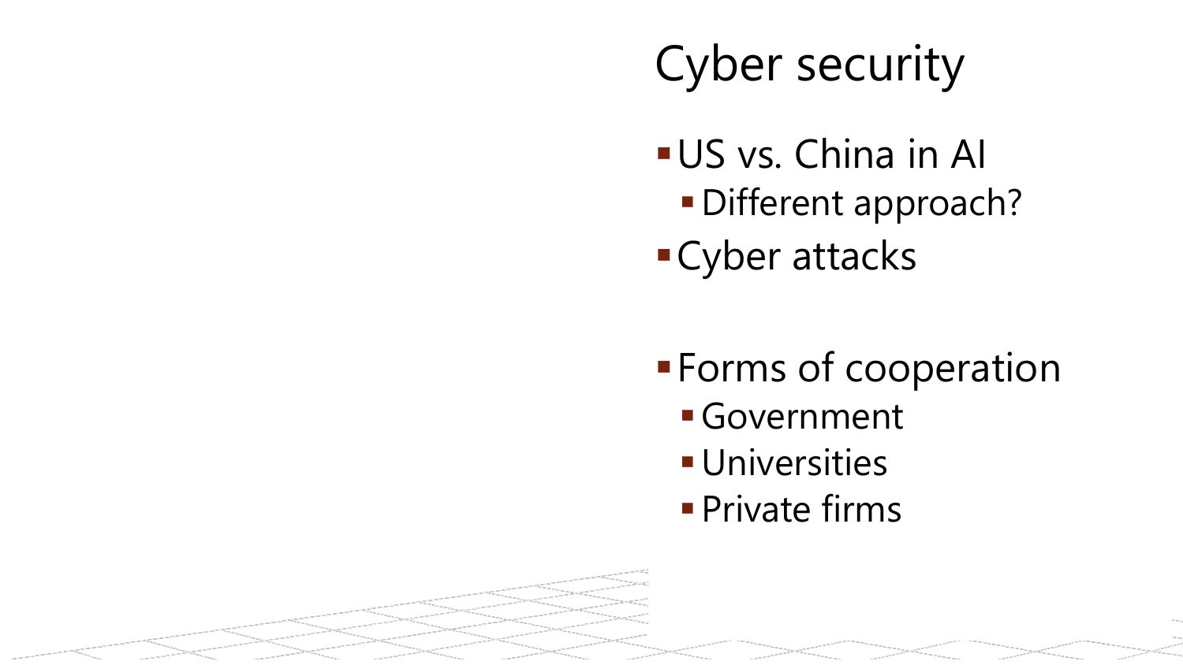# Cyber security

- US vs. China in AI
  - Different approach?
- Cyber attacks

- Forms of cooperation
  - Government
  - Universities
  - Private firms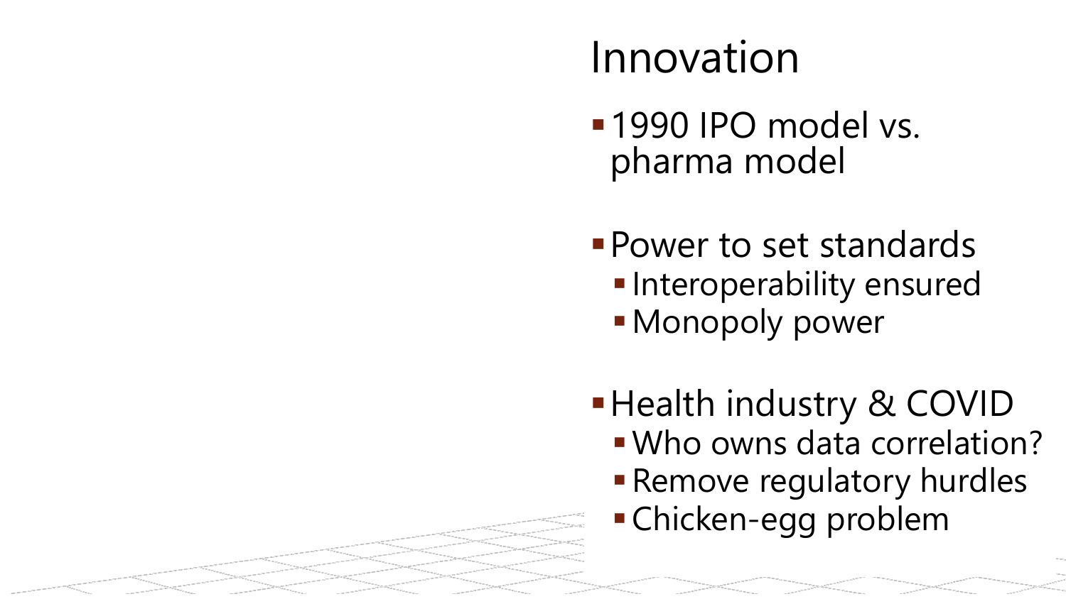# Innovation

- 1990 IPO model vs. pharma model
- Power to set standards
  - Interoperability ensured
  - Monopoly power
- Health industry & COVID
  - Who owns data correlation?
  - Remove regulatory hurdles
  - Chicken-egg problem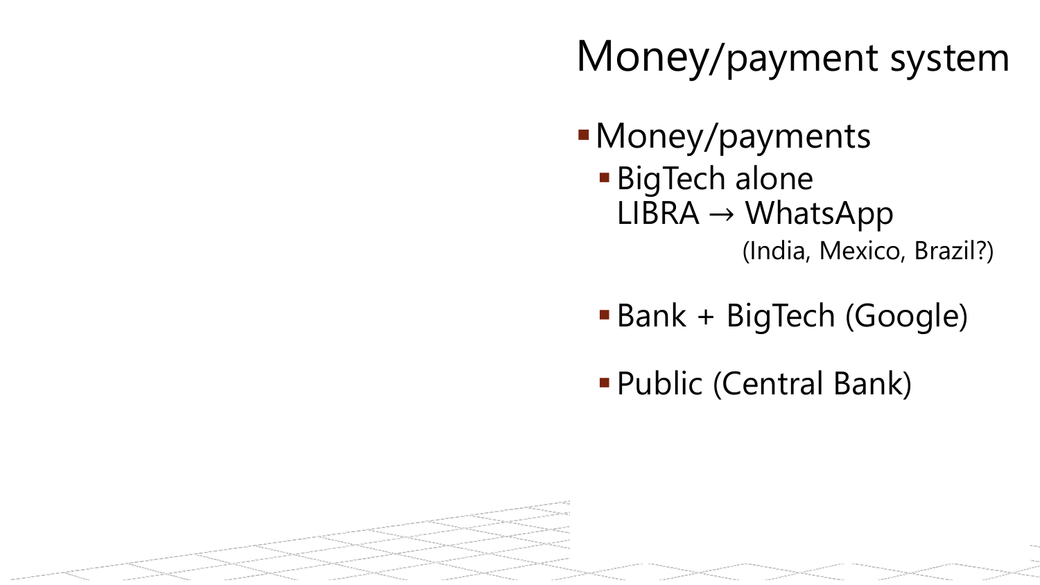# Money/payment system

- Money/payments
  - BigTech alone
    LIBRA → WhatsApp
    (India, Mexico, Brazil?)
  - Bank + BigTech (Google)
  - Public (Central Bank)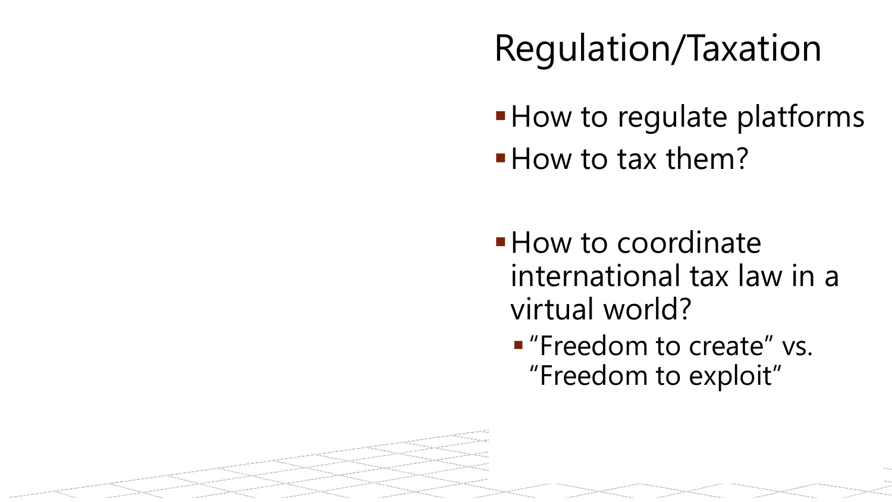# Regulation/Taxation

- How to regulate platforms
- How to tax them?

- How to coordinate international tax law in a virtual world?
  - “Freedom to create” vs. “Freedom to exploit”